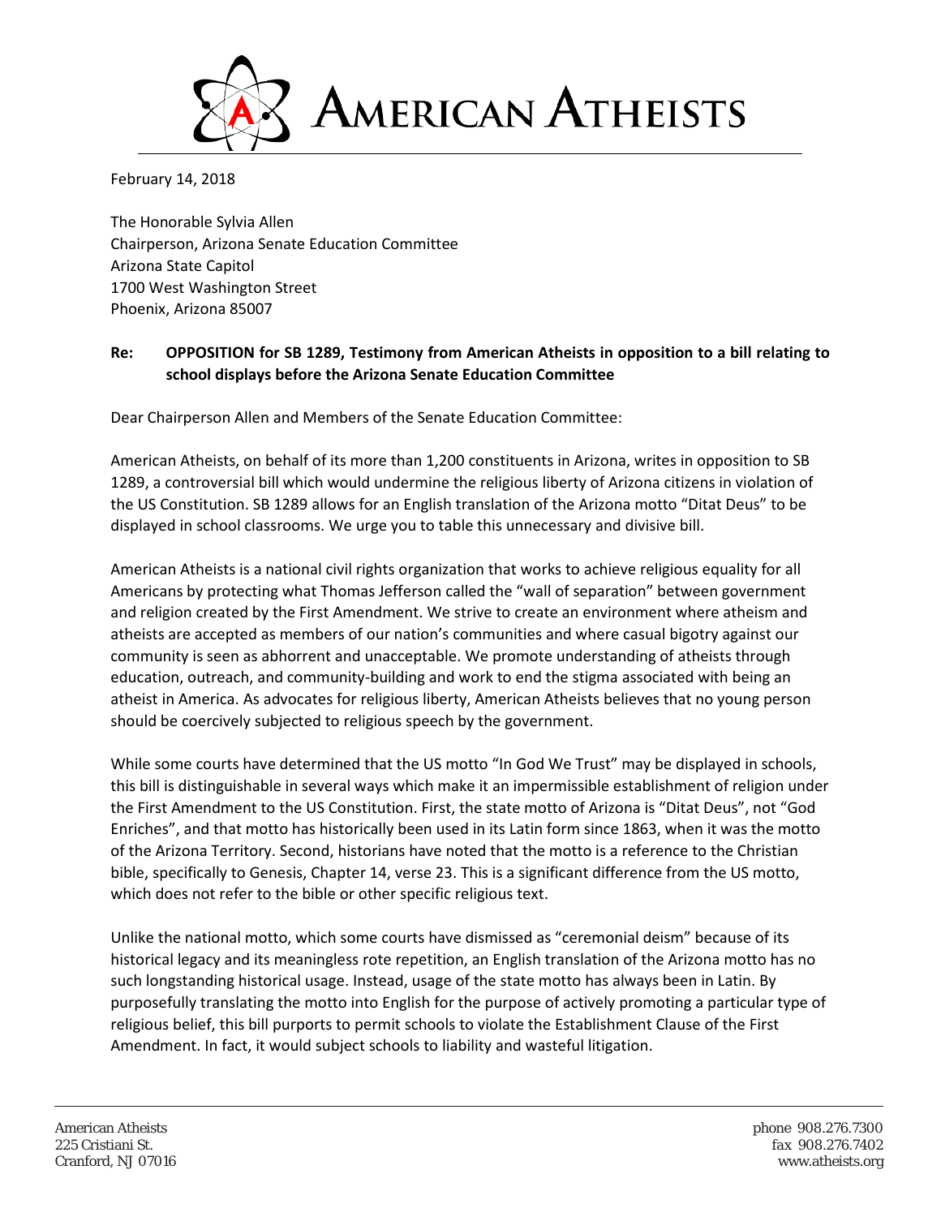# American Atheists

February 14, 2018

The Honorable Sylvia Allen
Chairperson, Arizona Senate Education Committee
Arizona State Capitol
1700 West Washington Street
Phoenix, Arizona 85007

**Re: OPPOSITION for SB 1289, Testimony from American Atheists in opposition to a bill relating to school displays before the Arizona Senate Education Committee**

Dear Chairperson Allen and Members of the Senate Education Committee:

American Atheists, on behalf of its more than 1,200 constituents in Arizona, writes in opposition to SB 1289, a controversial bill which would undermine the religious liberty of Arizona citizens in violation of the US Constitution. SB 1289 allows for an English translation of the Arizona motto "Ditat Deus" to be displayed in school classrooms. We urge you to table this unnecessary and divisive bill.

American Atheists is a national civil rights organization that works to achieve religious equality for all Americans by protecting what Thomas Jefferson called the "wall of separation" between government and religion created by the First Amendment. We strive to create an environment where atheism and atheists are accepted as members of our nation's communities and where casual bigotry against our community is seen as abhorrent and unacceptable. We promote understanding of atheists through education, outreach, and community-building and work to end the stigma associated with being an atheist in America. As advocates for religious liberty, American Atheists believes that no young person should be coercively subjected to religious speech by the government.

While some courts have determined that the US motto "In God We Trust" may be displayed in schools, this bill is distinguishable in several ways which make it an impermissible establishment of religion under the First Amendment to the US Constitution. First, the state motto of Arizona is "Ditat Deus", not "God Enriches", and that motto has historically been used in its Latin form since 1863, when it was the motto of the Arizona Territory. Second, historians have noted that the motto is a reference to the Christian bible, specifically to Genesis, Chapter 14, verse 23. This is a significant difference from the US motto, which does not refer to the bible or other specific religious text.

Unlike the national motto, which some courts have dismissed as "ceremonial deism" because of its historical legacy and its meaningless rote repetition, an English translation of the Arizona motto has no such longstanding historical usage. Instead, usage of the state motto has always been in Latin. By purposefully translating the motto into English for the purpose of actively promoting a particular type of religious belief, this bill purports to permit schools to violate the Establishment Clause of the First Amendment. In fact, it would subject schools to liability and wasteful litigation.

American Atheists
225 Cristiani St.
Cranford, NJ 07016

phone 908.276.7300
fax 908.276.7402
www.atheists.org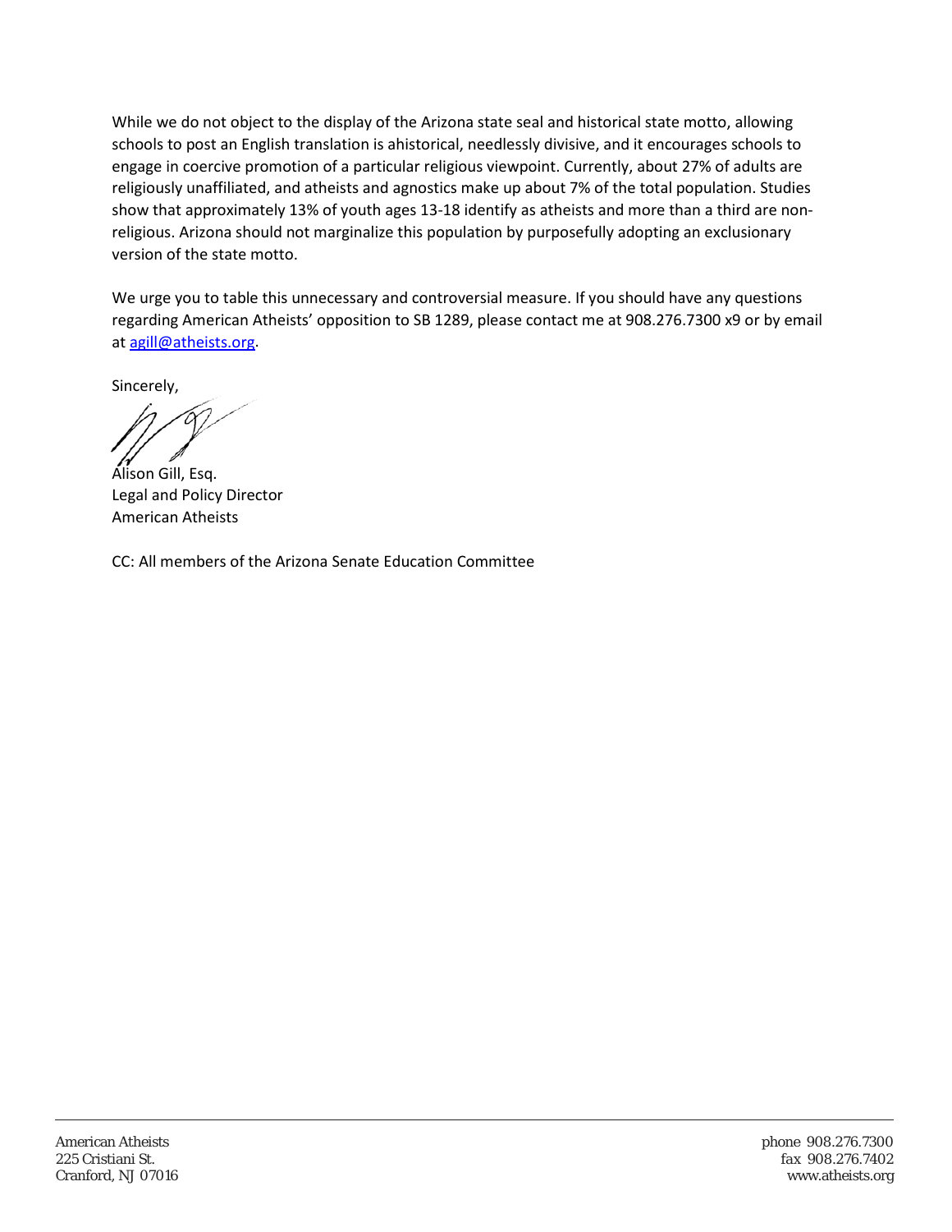While we do not object to the display of the Arizona state seal and historical state motto, allowing schools to post an English translation is ahistorical, needlessly divisive, and it encourages schools to engage in coercive promotion of a particular religious viewpoint. Currently, about 27% of adults are religiously unaffiliated, and atheists and agnostics make up about 7% of the total population. Studies show that approximately 13% of youth ages 13-18 identify as atheists and more than a third are non-religious. Arizona should not marginalize this population by purposefully adopting an exclusionary version of the state motto.

We urge you to table this unnecessary and controversial measure. If you should have any questions regarding American Atheists' opposition to SB 1289, please contact me at 908.276.7300 x9 or by email at agill@atheists.org.

Sincerely,

Alison Gill, Esq.
Legal and Policy Director
American Atheists

CC: All members of the Arizona Senate Education Committee

American Atheists
225 Cristiani St.
Cranford, NJ 07016

phone 908.276.7300
fax 908.276.7402
www.atheists.org